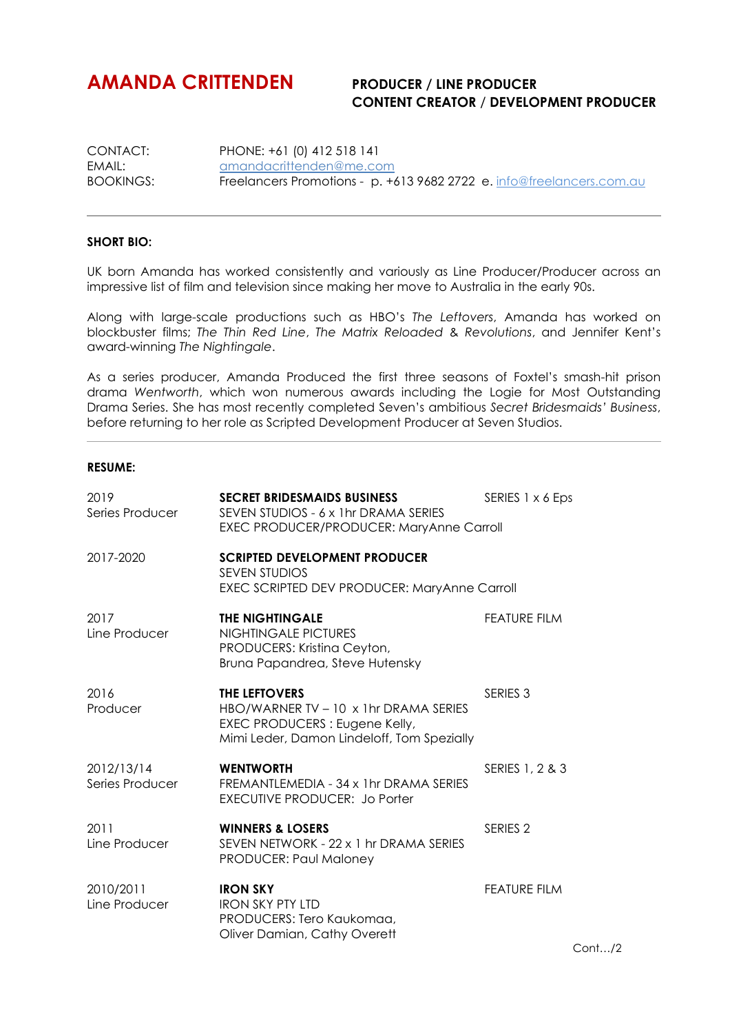# AMANDA CRITTENDEN

**PRODUCER / LINE PRODUCER**
**CONTENT CREATOR / DEVELOPMENT PRODUCER**

| | |
|---|---|
| CONTACT: | PHONE: +61 (0) 412 518 141 |
| EMAIL: | amandacrittenden@me.com |
| BOOKINGS: | Freelancers Promotions - p. +613 9682 2722 e. info@freelancers.com.au |

---

**SHORT BIO:**

UK born Amanda has worked consistently and variously as Line Producer/Producer across an impressive list of film and television since making her move to Australia in the early 90s.

Along with large-scale productions such as HBO's *The Leftovers*, Amanda has worked on blockbuster films; *The Thin Red Line*, *The Matrix Reloaded* & *Revolutions*, and Jennifer Kent's award-winning *The Nightingale*.

As a series producer, Amanda Produced the first three seasons of Foxtel's smash-hit prison drama *Wentworth*, which won numerous awards including the Logie for Most Outstanding Drama Series. She has most recently completed Seven's ambitious *Secret Bridesmaids' Business*, before returning to her role as Scripted Development Producer at Seven Studios.

---

**RESUME:**

| | | |
|---|---|---|
| 2019<br>Series Producer | **SECRET BRIDESMAIDS BUSINESS**<br>SEVEN STUDIOS - 6 x 1hr DRAMA SERIES<br>EXEC PRODUCER/PRODUCER: MaryAnne Carroll | SERIES 1 x 6 Eps |
| 2017-2020 | **SCRIPTED DEVELOPMENT PRODUCER**<br>SEVEN STUDIOS<br>EXEC SCRIPTED DEV PRODUCER: MaryAnne Carroll | |
| 2017<br>Line Producer | **THE NIGHTINGALE**<br>NIGHTINGALE PICTURES<br>PRODUCERS: Kristina Ceyton, Bruna Papandrea, Steve Hutensky | FEATURE FILM |
| 2016<br>Producer | **THE LEFTOVERS**<br>HBO/WARNER TV – 10 x 1hr DRAMA SERIES<br>EXEC PRODUCERS : Eugene Kelly, Mimi Leder, Damon Lindeloff, Tom Spezially | SERIES 3 |
| 2012/13/14<br>Series Producer | **WENTWORTH**<br>FREMANTLEMEDIA - 34 x 1hr DRAMA SERIES<br>EXECUTIVE PRODUCER: Jo Porter | SERIES 1, 2 & 3 |
| 2011<br>Line Producer | **WINNERS & LOSERS**<br>SEVEN NETWORK - 22 x 1 hr DRAMA SERIES<br>PRODUCER: Paul Maloney | SERIES 2 |
| 2010/2011<br>Line Producer | **IRON SKY**<br>IRON SKY PTY LTD<br>PRODUCERS: Tero Kaukomaa, Oliver Damian, Cathy Overett | FEATURE FILM |

Cont…/2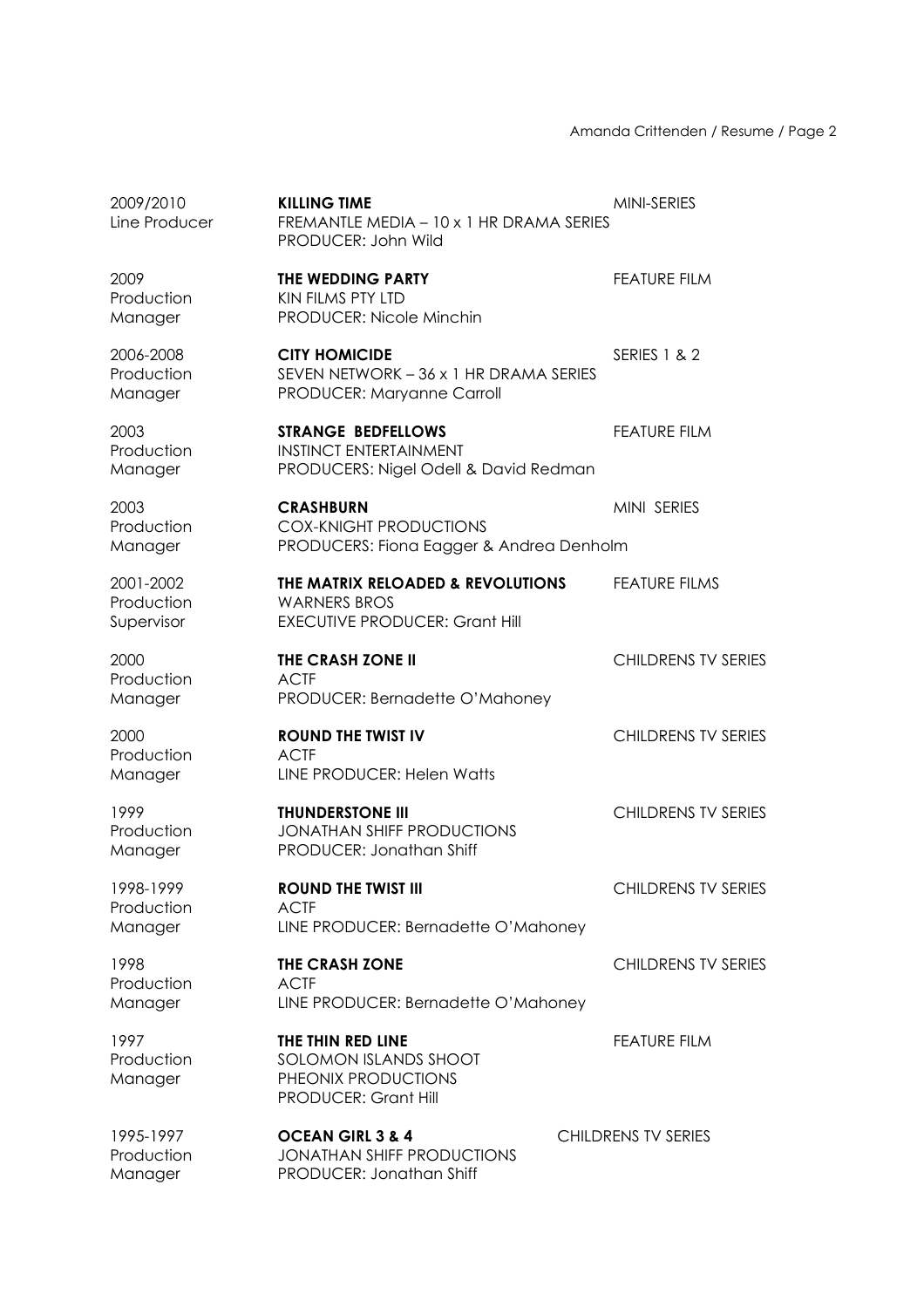| | | | |
|---|---|---|---|
| 2009/2010<br>Line Producer | **KILLING TIME**<br>FREMANTLE MEDIA – 10 x 1 HR DRAMA SERIES<br>PRODUCER: John Wild | MINI-SERIES |
| 2009<br>Production<br>Manager | **THE WEDDING PARTY**<br>KIN FILMS PTY LTD<br>PRODUCER: Nicole Minchin | FEATURE FILM |
| 2006-2008<br>Production<br>Manager | **CITY HOMICIDE**<br>SEVEN NETWORK – 36 x 1 HR DRAMA SERIES<br>PRODUCER: Maryanne Carroll | SERIES 1 & 2 |
| 2003<br>Production<br>Manager | **STRANGE BEDFELLOWS**<br>INSTINCT ENTERTAINMENT<br>PRODUCERS: Nigel Odell & David Redman | FEATURE FILM |
| 2003<br>Production<br>Manager | **CRASHBURN**<br>COX-KNIGHT PRODUCTIONS<br>PRODUCERS: Fiona Eagger & Andrea Denholm | MINI SERIES |
| 2001-2002<br>Production<br>Supervisor | **THE MATRIX RELOADED & REVOLUTIONS**<br>WARNERS BROS<br>EXECUTIVE PRODUCER: Grant Hill | FEATURE FILMS |
| 2000<br>Production<br>Manager | **THE CRASH ZONE II**<br>ACTF<br>PRODUCER: Bernadette O'Mahoney | CHILDRENS TV SERIES |
| 2000<br>Production<br>Manager | **ROUND THE TWIST IV**<br>ACTF<br>LINE PRODUCER: Helen Watts | CHILDRENS TV SERIES |
| 1999<br>Production<br>Manager | **THUNDERSTONE III**<br>JONATHAN SHIFF PRODUCTIONS<br>PRODUCER: Jonathan Shiff | CHILDRENS TV SERIES |
| 1998-1999<br>Production<br>Manager | **ROUND THE TWIST III**<br>ACTF<br>LINE PRODUCER: Bernadette O'Mahoney | CHILDRENS TV SERIES |
| 1998<br>Production<br>Manager | **THE CRASH ZONE**<br>ACTF<br>LINE PRODUCER: Bernadette O'Mahoney | CHILDRENS TV SERIES |
| 1997<br>Production<br>Manager | **THE THIN RED LINE**<br>SOLOMON ISLANDS SHOOT<br>PHEONIX PRODUCTIONS<br>PRODUCER: Grant Hill | FEATURE FILM |
| 1995-1997<br>Production<br>Manager | **OCEAN GIRL 3 & 4**<br>JONATHAN SHIFF PRODUCTIONS<br>PRODUCER: Jonathan Shiff | CHILDRENS TV SERIES |